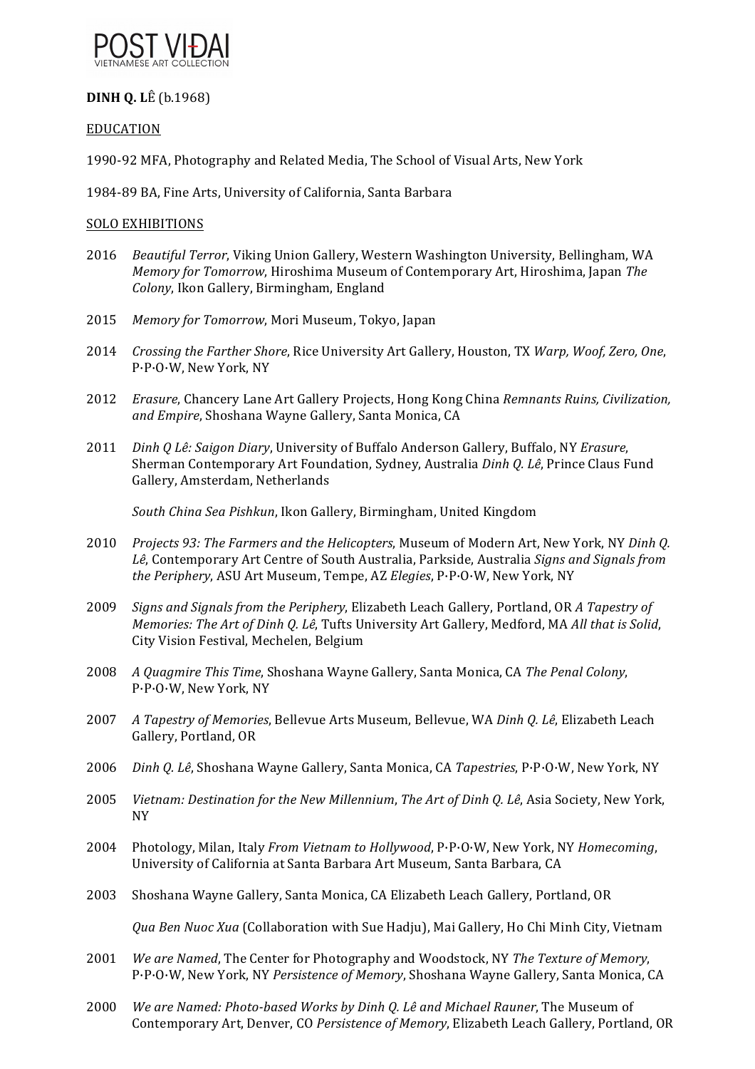POST VIDAI
VIETNAMESE ART COLLECTION

**DINH Q. LÊ** (b.1968)

EDUCATION

1990-92 MFA, Photography and Related Media, The School of Visual Arts, New York

1984-89 BA, Fine Arts, University of California, Santa Barbara

SOLO EXHIBITIONS

2016 *Beautiful Terror*, Viking Union Gallery, Western Washington University, Bellingham, WA *Memory for Tomorrow*, Hiroshima Museum of Contemporary Art, Hiroshima, Japan *The Colony*, Ikon Gallery, Birmingham, England

2015 *Memory for Tomorrow*, Mori Museum, Tokyo, Japan

2014 *Crossing the Farther Shore*, Rice University Art Gallery, Houston, TX *Warp, Woof, Zero, One*, P·P·O·W, New York, NY

2012 *Erasure*, Chancery Lane Art Gallery Projects, Hong Kong China *Remnants Ruins, Civilization, and Empire*, Shoshana Wayne Gallery, Santa Monica, CA

2011 *Dinh Q Lê: Saigon Diary*, University of Buffalo Anderson Gallery, Buffalo, NY *Erasure*, Sherman Contemporary Art Foundation, Sydney, Australia *Dinh Q. Lê*, Prince Claus Fund Gallery, Amsterdam, Netherlands

*South China Sea Pishkun*, Ikon Gallery, Birmingham, United Kingdom

2010 *Projects 93: The Farmers and the Helicopters*, Museum of Modern Art, New York, NY *Dinh Q. Lê*, Contemporary Art Centre of South Australia, Parkside, Australia *Signs and Signals from the Periphery*, ASU Art Museum, Tempe, AZ *Elegies*, P·P·O·W, New York, NY

2009 *Signs and Signals from the Periphery*, Elizabeth Leach Gallery, Portland, OR *A Tapestry of Memories: The Art of Dinh Q. Lê*, Tufts University Art Gallery, Medford, MA *All that is Solid*, City Vision Festival, Mechelen, Belgium

2008 *A Quagmire This Time*, Shoshana Wayne Gallery, Santa Monica, CA *The Penal Colony*, P·P·O·W, New York, NY

2007 *A Tapestry of Memories*, Bellevue Arts Museum, Bellevue, WA *Dinh Q. Lê*, Elizabeth Leach Gallery, Portland, OR

2006 *Dinh Q. Lê*, Shoshana Wayne Gallery, Santa Monica, CA *Tapestries*, P·P·O·W, New York, NY

2005 *Vietnam: Destination for the New Millennium*, *The Art of Dinh Q. Lê*, Asia Society, New York, NY

2004 Photology, Milan, Italy *From Vietnam to Hollywood*, P·P·O·W, New York, NY *Homecoming*, University of California at Santa Barbara Art Museum, Santa Barbara, CA

2003 Shoshana Wayne Gallery, Santa Monica, CA Elizabeth Leach Gallery, Portland, OR

*Qua Ben Nuoc Xua* (Collaboration with Sue Hadju), Mai Gallery, Ho Chi Minh City, Vietnam

2001 *We are Named*, The Center for Photography and Woodstock, NY *The Texture of Memory*, P·P·O·W, New York, NY *Persistence of Memory*, Shoshana Wayne Gallery, Santa Monica, CA

2000 *We are Named: Photo-based Works by Dinh Q. Lê and Michael Rauner*, The Museum of Contemporary Art, Denver, CO *Persistence of Memory*, Elizabeth Leach Gallery, Portland, OR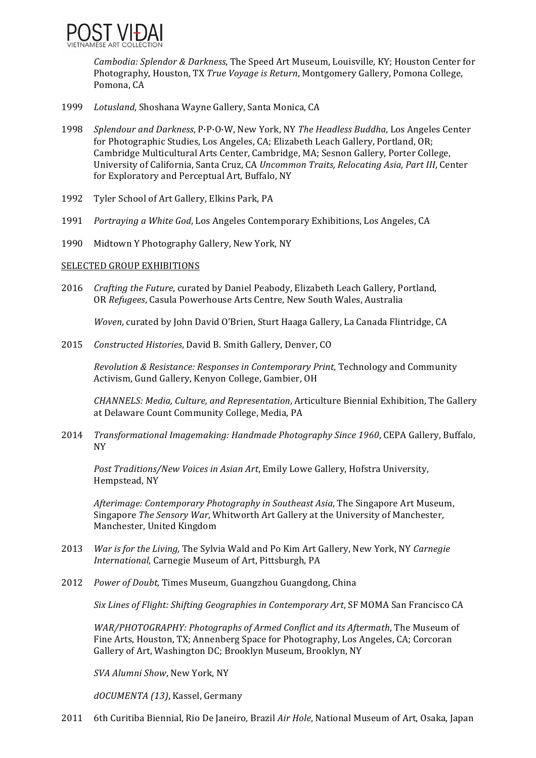*Cambodia: Splendor & Darkness*, The Speed Art Museum, Louisville, KY; Houston Center for Photography, Houston, TX *True Voyage is Return*, Montgomery Gallery, Pomona College, Pomona, CA

1999 *Lotusland*, Shoshana Wayne Gallery, Santa Monica, CA

1998 *Splendour and Darkness*, P·P·O·W, New York, NY *The Headless Buddha*, Los Angeles Center for Photographic Studies, Los Angeles, CA; Elizabeth Leach Gallery, Portland, OR; Cambridge Multicultural Arts Center, Cambridge, MA; Sesnon Gallery, Porter College, University of California, Santa Cruz, CA *Uncommon Traits, Relocating Asia, Part III*, Center for Exploratory and Perceptual Art, Buffalo, NY

1992 Tyler School of Art Gallery, Elkins Park, PA

1991 *Portraying a White God*, Los Angeles Contemporary Exhibitions, Los Angeles, CA

1990 Midtown Y Photography Gallery, New York, NY

SELECTED GROUP EXHIBITIONS

2016 *Crafting the Future*, curated by Daniel Peabody, Elizabeth Leach Gallery, Portland, OR *Refugees*, Casula Powerhouse Arts Centre, New South Wales, Australia

*Woven*, curated by John David O'Brien, Sturt Haaga Gallery, La Canada Flintridge, CA

2015 *Constructed Histories*, David B. Smith Gallery, Denver, CO

*Revolution & Resistance: Responses in Contemporary Print*, Technology and Community Activism, Gund Gallery, Kenyon College, Gambier, OH

*CHANNELS: Media, Culture, and Representation*, Articulture Biennial Exhibition, The Gallery at Delaware Count Community College, Media, PA

2014 *Transformational Imagemaking: Handmade Photography Since 1960*, CEPA Gallery, Buffalo, NY

*Post Traditions/New Voices in Asian Art*, Emily Lowe Gallery, Hofstra University, Hempstead, NY

*Afterimage: Contemporary Photography in Southeast Asia*, The Singapore Art Museum, Singapore *The Sensory War*, Whitworth Art Gallery at the University of Manchester, Manchester, United Kingdom

2013 *War is for the Living*, The Sylvia Wald and Po Kim Art Gallery, New York, NY *Carnegie International*, Carnegie Museum of Art, Pittsburgh, PA

2012 *Power of Doubt*, Times Museum, Guangzhou Guangdong, China

*Six Lines of Flight: Shifting Geographies in Contemporary Art*, SF MOMA San Francisco CA

*WAR/PHOTOGRAPHY: Photographs of Armed Conflict and its Aftermath*, The Museum of Fine Arts, Houston, TX; Annenberg Space for Photography, Los Angeles, CA; Corcoran Gallery of Art, Washington DC; Brooklyn Museum, Brooklyn, NY

*SVA Alumni Show*, New York, NY

*dOCUMENTA (13)*, Kassel, Germany

2011 6th Curitiba Biennial, Rio De Janeiro, Brazil *Air Hole*, National Museum of Art, Osaka, Japan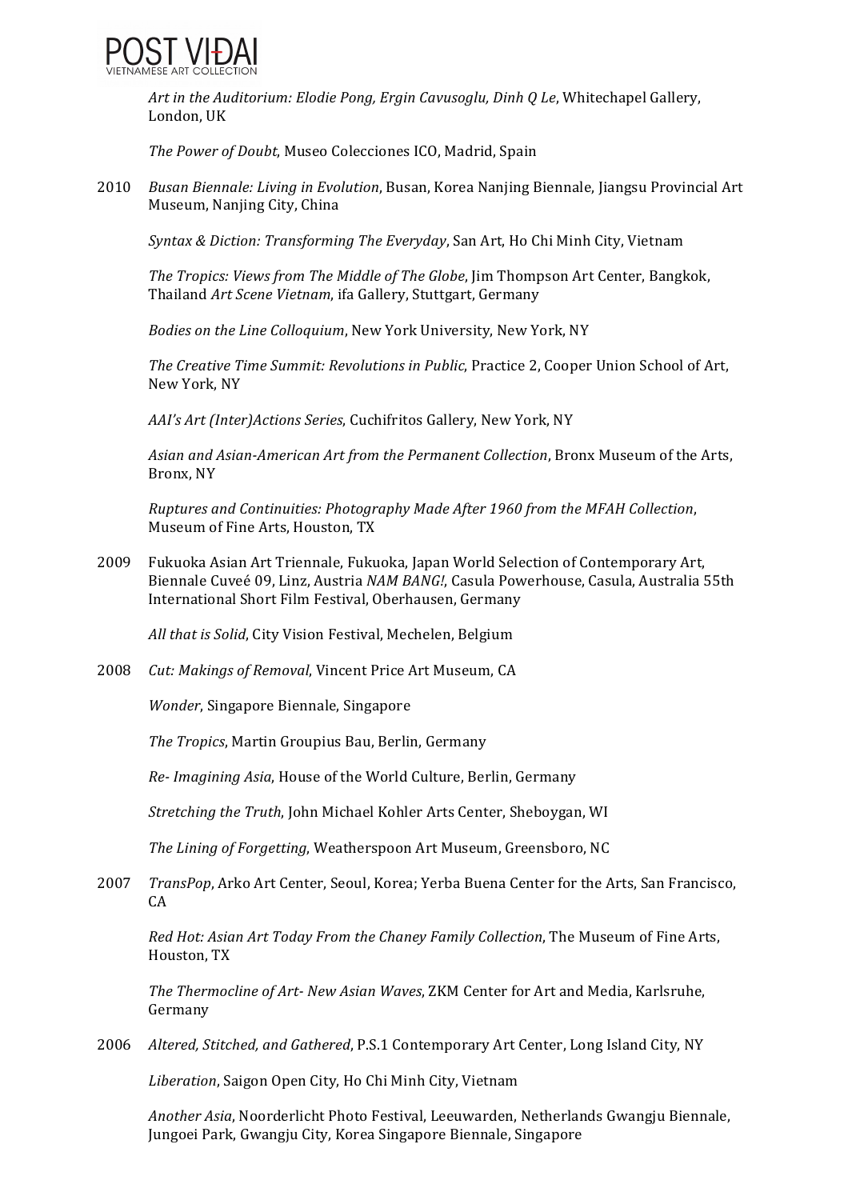*Art in the Auditorium: Elodie Pong, Ergin Cavusoglu, Dinh Q Le*, Whitechapel Gallery, London, UK

*The Power of Doubt*, Museo Colecciones ICO, Madrid, Spain

2010 *Busan Biennale: Living in Evolution*, Busan, Korea Nanjing Biennale, Jiangsu Provincial Art Museum, Nanjing City, China

*Syntax & Diction: Transforming The Everyday*, San Art, Ho Chi Minh City, Vietnam

*The Tropics: Views from The Middle of The Globe*, Jim Thompson Art Center, Bangkok, Thailand *Art Scene Vietnam*, ifa Gallery, Stuttgart, Germany

*Bodies on the Line Colloquium*, New York University, New York, NY

*The Creative Time Summit: Revolutions in Public*, Practice 2, Cooper Union School of Art, New York, NY

*AAI's Art (Inter)Actions Series*, Cuchifritos Gallery, New York, NY

*Asian and Asian-American Art from the Permanent Collection*, Bronx Museum of the Arts, Bronx, NY

*Ruptures and Continuities: Photography Made After 1960 from the MFAH Collection*, Museum of Fine Arts, Houston, TX

2009 Fukuoka Asian Art Triennale, Fukuoka, Japan World Selection of Contemporary Art, Biennale Cuveé 09, Linz, Austria *NAM BANG!*, Casula Powerhouse, Casula, Australia 55th International Short Film Festival, Oberhausen, Germany

*All that is Solid*, City Vision Festival, Mechelen, Belgium

2008 *Cut: Makings of Removal*, Vincent Price Art Museum, CA

*Wonder*, Singapore Biennale, Singapore

*The Tropics*, Martin Groupius Bau, Berlin, Germany

*Re- Imagining Asia*, House of the World Culture, Berlin, Germany

*Stretching the Truth*, John Michael Kohler Arts Center, Sheboygan, WI

*The Lining of Forgetting*, Weatherspoon Art Museum, Greensboro, NC

2007 *TransPop*, Arko Art Center, Seoul, Korea; Yerba Buena Center for the Arts, San Francisco, CA

*Red Hot: Asian Art Today From the Chaney Family Collection*, The Museum of Fine Arts, Houston, TX

*The Thermocline of Art- New Asian Waves*, ZKM Center for Art and Media, Karlsruhe, Germany

2006 *Altered, Stitched, and Gathered*, P.S.1 Contemporary Art Center, Long Island City, NY

*Liberation*, Saigon Open City, Ho Chi Minh City, Vietnam

*Another Asia*, Noorderlicht Photo Festival, Leeuwarden, Netherlands Gwangju Biennale, Jungoei Park, Gwangju City, Korea Singapore Biennale, Singapore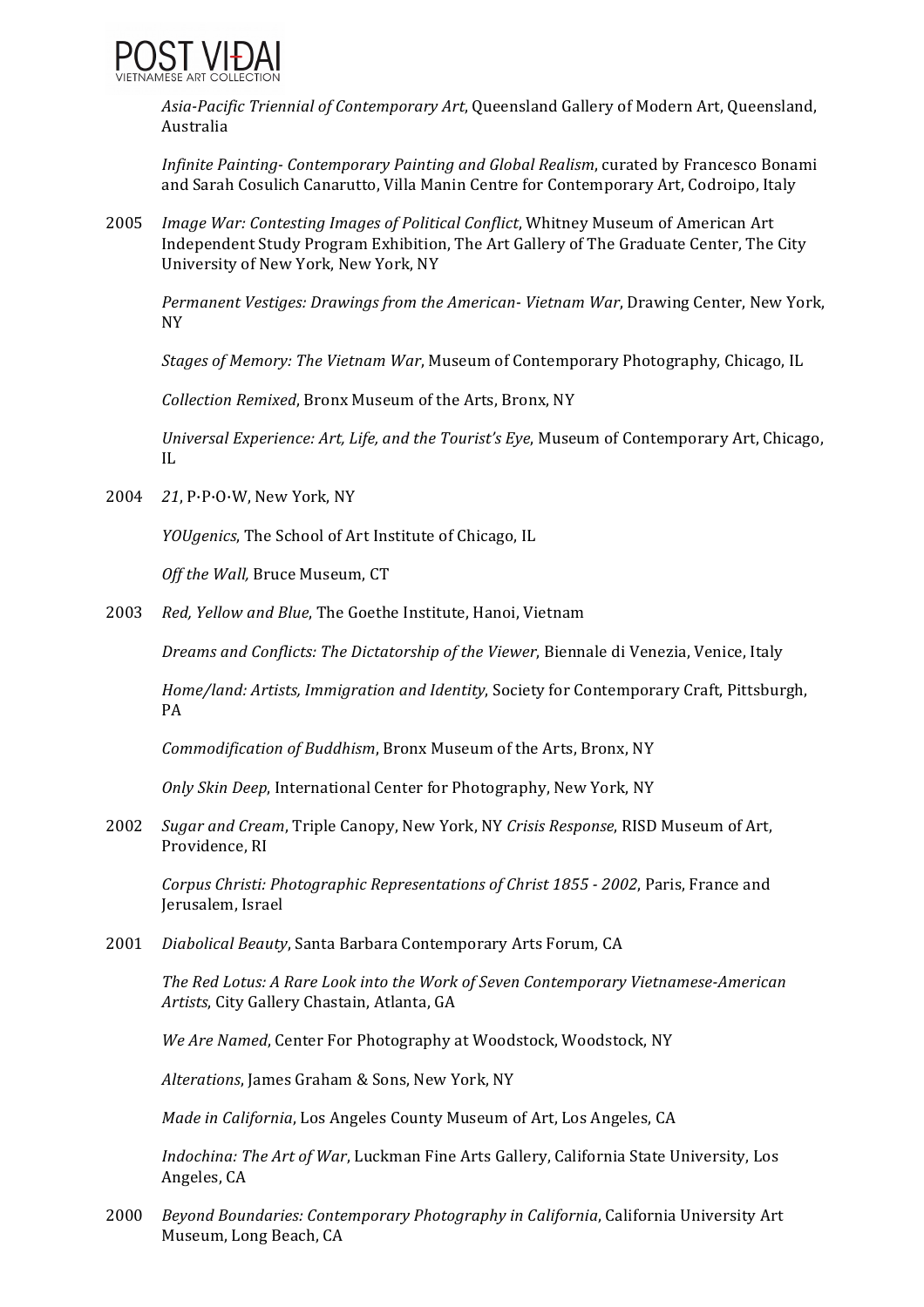*Asia-Pacific Triennial of Contemporary Art*, Queensland Gallery of Modern Art, Queensland, Australia

*Infinite Painting- Contemporary Painting and Global Realism*, curated by Francesco Bonami and Sarah Cosulich Canarutto, Villa Manin Centre for Contemporary Art, Codroipo, Italy

2005 *Image War: Contesting Images of Political Conflict*, Whitney Museum of American Art Independent Study Program Exhibition, The Art Gallery of The Graduate Center, The City University of New York, New York, NY

*Permanent Vestiges: Drawings from the American- Vietnam War*, Drawing Center, New York, NY

*Stages of Memory: The Vietnam War*, Museum of Contemporary Photography, Chicago, IL

*Collection Remixed*, Bronx Museum of the Arts, Bronx, NY

*Universal Experience: Art, Life, and the Tourist's Eye*, Museum of Contemporary Art, Chicago, IL

2004 *21*, P·P·O·W, New York, NY

*YOUgenics*, The School of Art Institute of Chicago, IL

*Off the Wall,* Bruce Museum, CT

2003 *Red, Yellow and Blue*, The Goethe Institute, Hanoi, Vietnam

*Dreams and Conflicts: The Dictatorship of the Viewer*, Biennale di Venezia, Venice, Italy

*Home/land: Artists, Immigration and Identity*, Society for Contemporary Craft, Pittsburgh, PA

*Commodification of Buddhism*, Bronx Museum of the Arts, Bronx, NY

*Only Skin Deep*, International Center for Photography, New York, NY

2002 *Sugar and Cream*, Triple Canopy, New York, NY *Crisis Response*, RISD Museum of Art, Providence, RI

*Corpus Christi: Photographic Representations of Christ 1855 - 2002*, Paris, France and Jerusalem, Israel

2001 *Diabolical Beauty*, Santa Barbara Contemporary Arts Forum, CA

*The Red Lotus: A Rare Look into the Work of Seven Contemporary Vietnamese-American Artists*, City Gallery Chastain, Atlanta, GA

*We Are Named*, Center For Photography at Woodstock, Woodstock, NY

*Alterations*, James Graham & Sons, New York, NY

*Made in California*, Los Angeles County Museum of Art, Los Angeles, CA

*Indochina: The Art of War*, Luckman Fine Arts Gallery, California State University, Los Angeles, CA

2000 *Beyond Boundaries: Contemporary Photography in California*, California University Art Museum, Long Beach, CA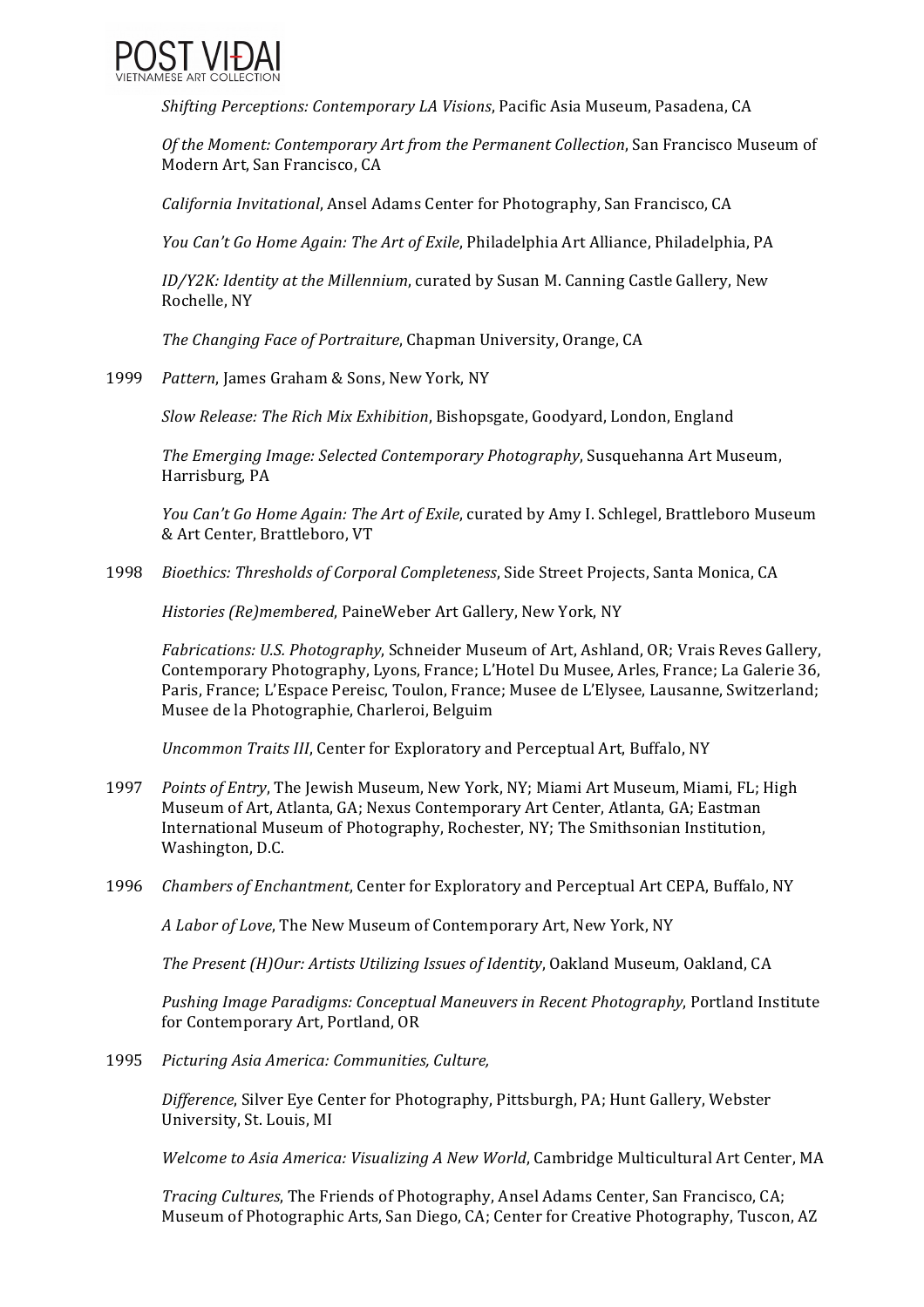*Shifting Perceptions: Contemporary LA Visions*, Pacific Asia Museum, Pasadena, CA

*Of the Moment: Contemporary Art from the Permanent Collection*, San Francisco Museum of Modern Art, San Francisco, CA

*California Invitational*, Ansel Adams Center for Photography, San Francisco, CA

*You Can't Go Home Again: The Art of Exile*, Philadelphia Art Alliance, Philadelphia, PA

*ID/Y2K: Identity at the Millennium*, curated by Susan M. Canning Castle Gallery, New Rochelle, NY

*The Changing Face of Portraiture*, Chapman University, Orange, CA

1999 *Pattern*, James Graham & Sons, New York, NY

*Slow Release: The Rich Mix Exhibition*, Bishopsgate, Goodyard, London, England

*The Emerging Image: Selected Contemporary Photography*, Susquehanna Art Museum, Harrisburg, PA

*You Can't Go Home Again: The Art of Exile*, curated by Amy I. Schlegel, Brattleboro Museum & Art Center, Brattleboro, VT

1998 *Bioethics: Thresholds of Corporal Completeness*, Side Street Projects, Santa Monica, CA

*Histories (Re)membered*, PaineWeber Art Gallery, New York, NY

*Fabrications: U.S. Photography*, Schneider Museum of Art, Ashland, OR; Vrais Reves Gallery, Contemporary Photography, Lyons, France; L'Hotel Du Musee, Arles, France; La Galerie 36, Paris, France; L'Espace Pereisc, Toulon, France; Musee de L'Elysee, Lausanne, Switzerland; Musee de la Photographie, Charleroi, Belguim

*Uncommon Traits III*, Center for Exploratory and Perceptual Art, Buffalo, NY

1997 *Points of Entry*, The Jewish Museum, New York, NY; Miami Art Museum, Miami, FL; High Museum of Art, Atlanta, GA; Nexus Contemporary Art Center, Atlanta, GA; Eastman International Museum of Photography, Rochester, NY; The Smithsonian Institution, Washington, D.C.

1996 *Chambers of Enchantment*, Center for Exploratory and Perceptual Art CEPA, Buffalo, NY

*A Labor of Love*, The New Museum of Contemporary Art, New York, NY

*The Present (H)Our: Artists Utilizing Issues of Identity*, Oakland Museum, Oakland, CA

*Pushing Image Paradigms: Conceptual Maneuvers in Recent Photography*, Portland Institute for Contemporary Art, Portland, OR

1995 *Picturing Asia America: Communities, Culture,*

*Difference*, Silver Eye Center for Photography, Pittsburgh, PA; Hunt Gallery, Webster University, St. Louis, MI

*Welcome to Asia America: Visualizing A New World*, Cambridge Multicultural Art Center, MA

*Tracing Cultures*, The Friends of Photography, Ansel Adams Center, San Francisco, CA; Museum of Photographic Arts, San Diego, CA; Center for Creative Photography, Tuscon, AZ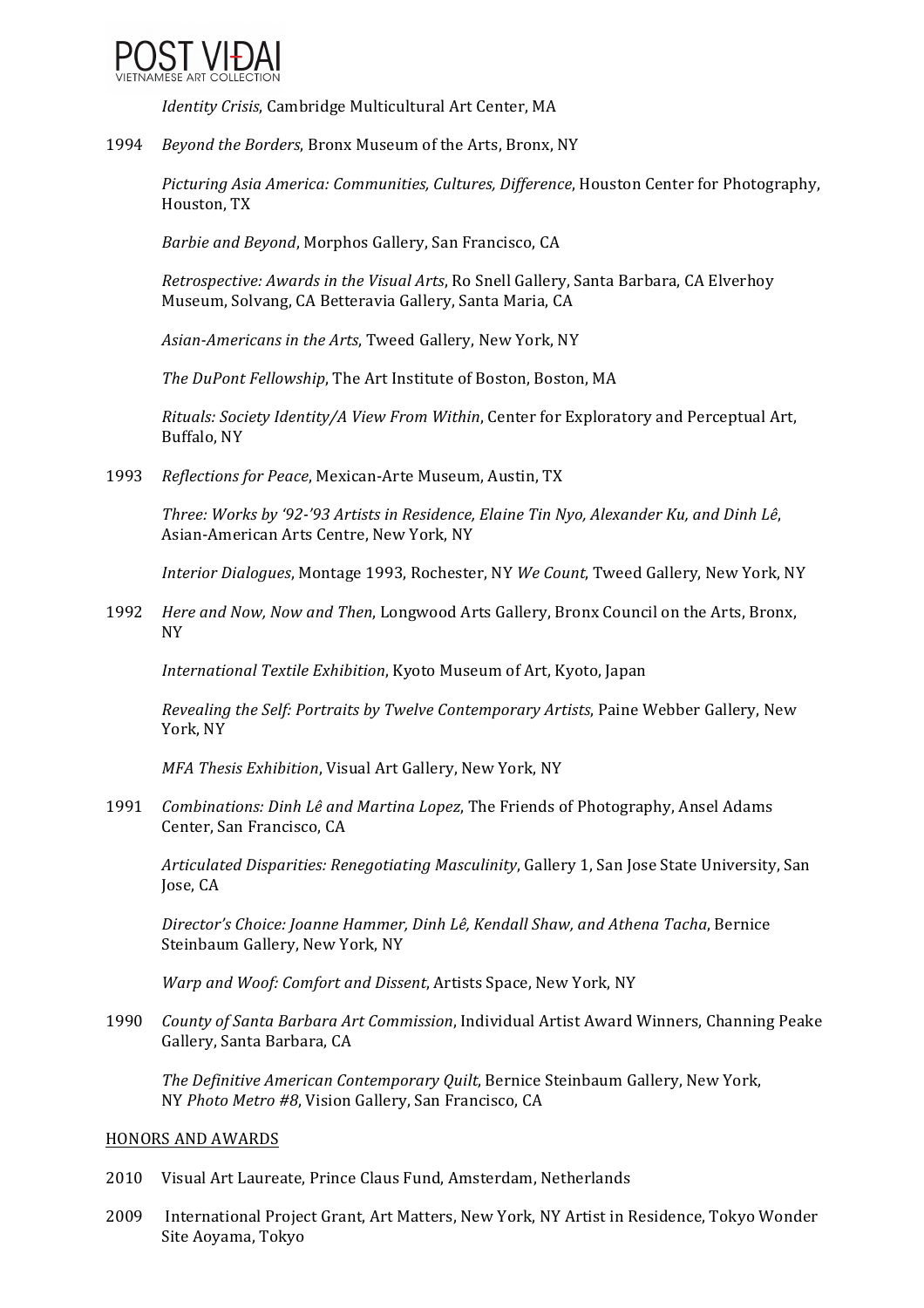*Identity Crisis*, Cambridge Multicultural Art Center, MA

1994 *Beyond the Borders*, Bronx Museum of the Arts, Bronx, NY

*Picturing Asia America: Communities, Cultures, Difference*, Houston Center for Photography, Houston, TX

*Barbie and Beyond*, Morphos Gallery, San Francisco, CA

*Retrospective: Awards in the Visual Arts*, Ro Snell Gallery, Santa Barbara, CA Elverhoy Museum, Solvang, CA Betteravia Gallery, Santa Maria, CA

*Asian-Americans in the Arts*, Tweed Gallery, New York, NY

*The DuPont Fellowship*, The Art Institute of Boston, Boston, MA

*Rituals: Society Identity/A View From Within*, Center for Exploratory and Perceptual Art, Buffalo, NY

1993 *Reflections for Peace*, Mexican-Arte Museum, Austin, TX

*Three: Works by '92-'93 Artists in Residence, Elaine Tin Nyo, Alexander Ku, and Dinh Lê*, Asian-American Arts Centre, New York, NY

*Interior Dialogues*, Montage 1993, Rochester, NY *We Count*, Tweed Gallery, New York, NY

1992 *Here and Now, Now and Then*, Longwood Arts Gallery, Bronx Council on the Arts, Bronx, NY

*International Textile Exhibition*, Kyoto Museum of Art, Kyoto, Japan

*Revealing the Self: Portraits by Twelve Contemporary Artists*, Paine Webber Gallery, New York, NY

*MFA Thesis Exhibition*, Visual Art Gallery, New York, NY

1991 *Combinations: Dinh Lê and Martina Lopez*, The Friends of Photography, Ansel Adams Center, San Francisco, CA

*Articulated Disparities: Renegotiating Masculinity*, Gallery 1, San Jose State University, San Jose, CA

*Director's Choice: Joanne Hammer, Dinh Lê, Kendall Shaw, and Athena Tacha*, Bernice Steinbaum Gallery, New York, NY

*Warp and Woof: Comfort and Dissent*, Artists Space, New York, NY

1990 *County of Santa Barbara Art Commission*, Individual Artist Award Winners, Channing Peake Gallery, Santa Barbara, CA

*The Definitive American Contemporary Quilt*, Bernice Steinbaum Gallery, New York, NY *Photo Metro #8*, Vision Gallery, San Francisco, CA

## HONORS AND AWARDS

2010 Visual Art Laureate, Prince Claus Fund, Amsterdam, Netherlands

2009 International Project Grant, Art Matters, New York, NY Artist in Residence, Tokyo Wonder Site Aoyama, Tokyo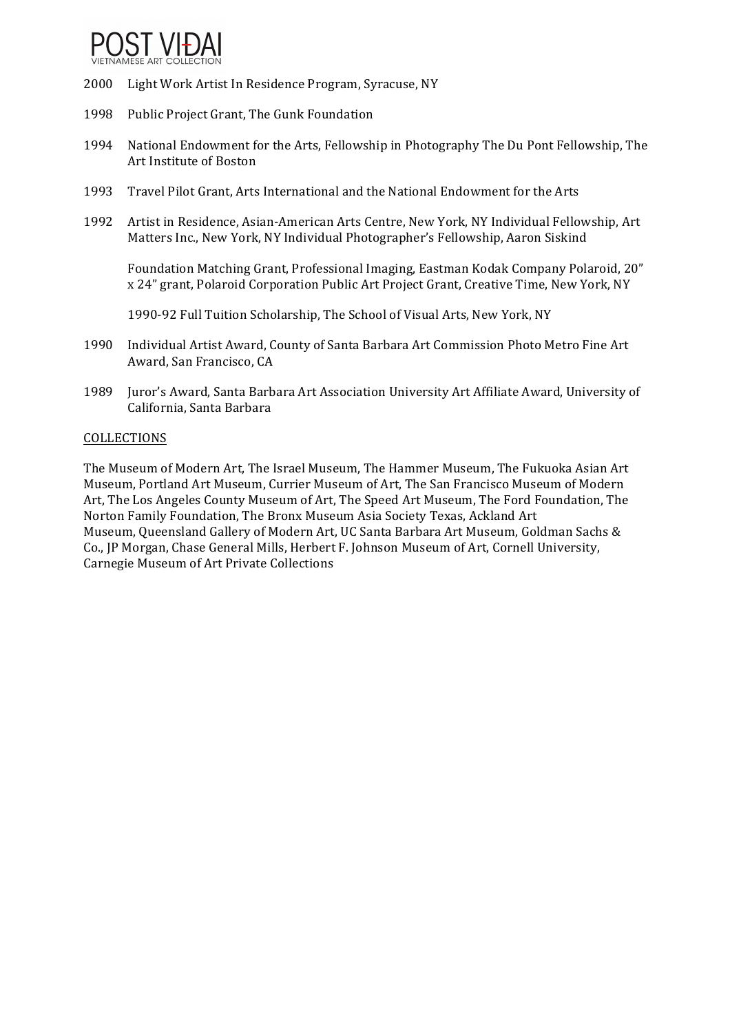2000 Light Work Artist In Residence Program, Syracuse, NY

1998 Public Project Grant, The Gunk Foundation

1994 National Endowment for the Arts, Fellowship in Photography The Du Pont Fellowship, The Art Institute of Boston

1993 Travel Pilot Grant, Arts International and the National Endowment for the Arts

1992 Artist in Residence, Asian-American Arts Centre, New York, NY Individual Fellowship, Art Matters Inc., New York, NY Individual Photographer's Fellowship, Aaron Siskind

Foundation Matching Grant, Professional Imaging, Eastman Kodak Company Polaroid, 20" x 24" grant, Polaroid Corporation Public Art Project Grant, Creative Time, New York, NY

1990-92 Full Tuition Scholarship, The School of Visual Arts, New York, NY

1990 Individual Artist Award, County of Santa Barbara Art Commission Photo Metro Fine Art Award, San Francisco, CA

1989 Juror's Award, Santa Barbara Art Association University Art Affiliate Award, University of California, Santa Barbara

## COLLECTIONS

The Museum of Modern Art, The Israel Museum, The Hammer Museum, The Fukuoka Asian Art Museum, Portland Art Museum, Currier Museum of Art, The San Francisco Museum of Modern Art, The Los Angeles County Museum of Art, The Speed Art Museum, The Ford Foundation, The Norton Family Foundation, The Bronx Museum Asia Society Texas, Ackland Art Museum, Queensland Gallery of Modern Art, UC Santa Barbara Art Museum, Goldman Sachs & Co., JP Morgan, Chase General Mills, Herbert F. Johnson Museum of Art, Cornell University, Carnegie Museum of Art Private Collections